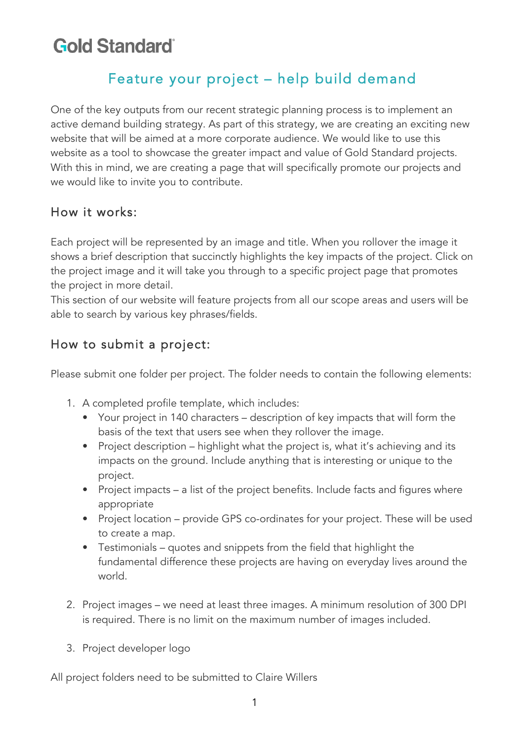Gold Standard

# Feature your project – help build demand

One of the key outputs from our recent strategic planning process is to implement an active demand building strategy. As part of this strategy, we are creating an exciting new website that will be aimed at a more corporate audience. We would like to use this website as a tool to showcase the greater impact and value of Gold Standard projects. With this in mind, we are creating a page that will specifically promote our projects and we would like to invite you to contribute.

## How it works:

Each project will be represented by an image and title. When you rollover the image it shows a brief description that succinctly highlights the key impacts of the project. Click on the project image and it will take you through to a specific project page that promotes the project in more detail.
This section of our website will feature projects from all our scope areas and users will be able to search by various key phrases/fields.

## How to submit a project:

Please submit one folder per project. The folder needs to contain the following elements:

1. A completed profile template, which includes:
   - Your project in 140 characters – description of key impacts that will form the basis of the text that users see when they rollover the image.
   - Project description – highlight what the project is, what it's achieving and its impacts on the ground. Include anything that is interesting or unique to the project.
   - Project impacts – a list of the project benefits. Include facts and figures where appropriate
   - Project location – provide GPS co-ordinates for your project. These will be used to create a map.
   - Testimonials – quotes and snippets from the field that highlight the fundamental difference these projects are having on everyday lives around the world.

2. Project images – we need at least three images. A minimum resolution of 300 DPI is required. There is no limit on the maximum number of images included.

3. Project developer logo

All project folders need to be submitted to Claire Willers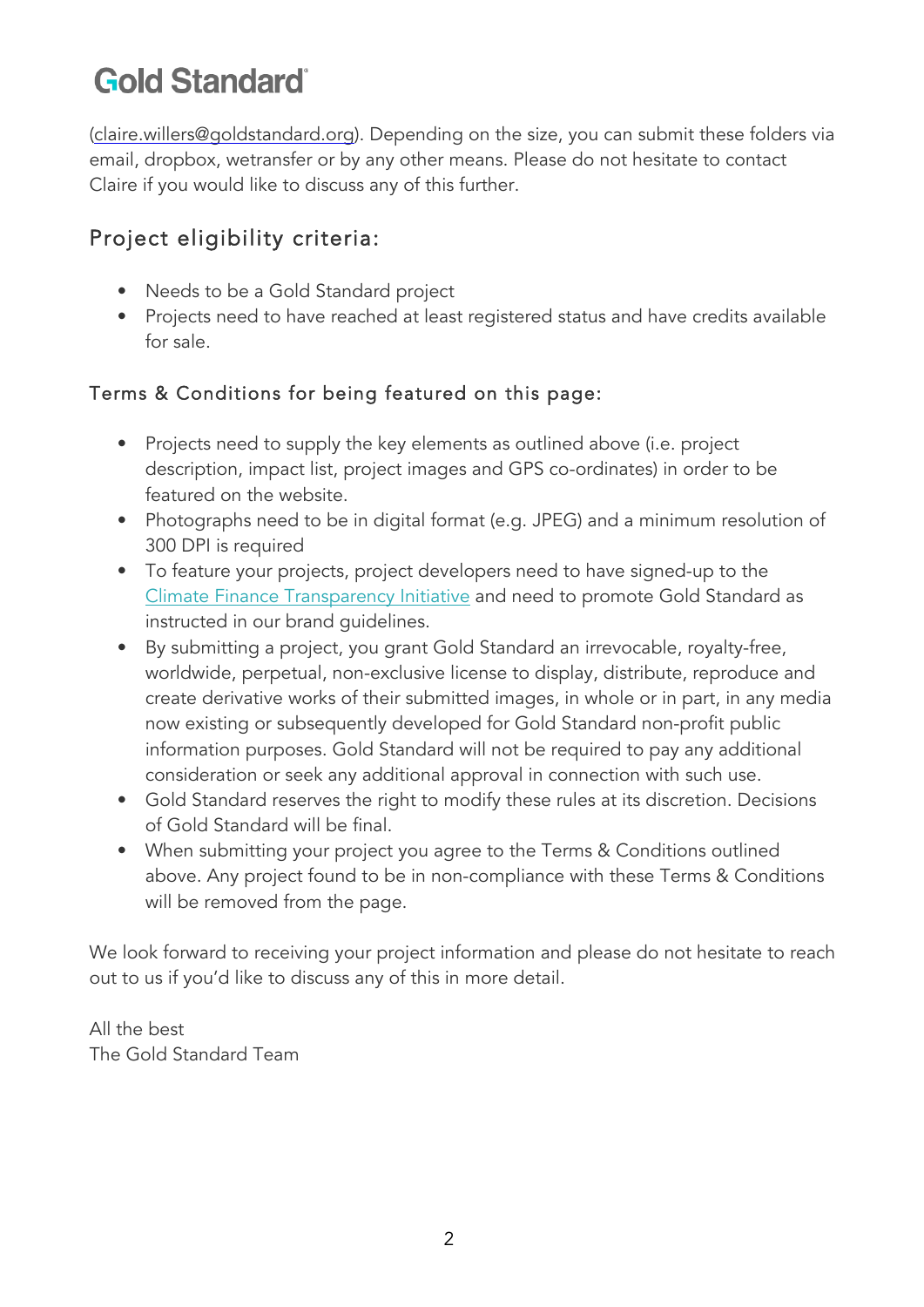(claire.willers@goldstandard.org). Depending on the size, you can submit these folders via email, dropbox, wetransfer or by any other means. Please do not hesitate to contact Claire if you would like to discuss any of this further.

## Project eligibility criteria:

- Needs to be a Gold Standard project
- Projects need to have reached at least registered status and have credits available for sale.

### Terms & Conditions for being featured on this page:

- Projects need to supply the key elements as outlined above (i.e. project description, impact list, project images and GPS co-ordinates) in order to be featured on the website.
- Photographs need to be in digital format (e.g. JPEG) and a minimum resolution of 300 DPI is required
- To feature your projects, project developers need to have signed-up to the Climate Finance Transparency Initiative and need to promote Gold Standard as instructed in our brand guidelines.
- By submitting a project, you grant Gold Standard an irrevocable, royalty-free, worldwide, perpetual, non-exclusive license to display, distribute, reproduce and create derivative works of their submitted images, in whole or in part, in any media now existing or subsequently developed for Gold Standard non-profit public information purposes. Gold Standard will not be required to pay any additional consideration or seek any additional approval in connection with such use.
- Gold Standard reserves the right to modify these rules at its discretion. Decisions of Gold Standard will be final.
- When submitting your project you agree to the Terms & Conditions outlined above. Any project found to be in non-compliance with these Terms & Conditions will be removed from the page.

We look forward to receiving your project information and please do not hesitate to reach out to us if you'd like to discuss any of this in more detail.

All the best
The Gold Standard Team